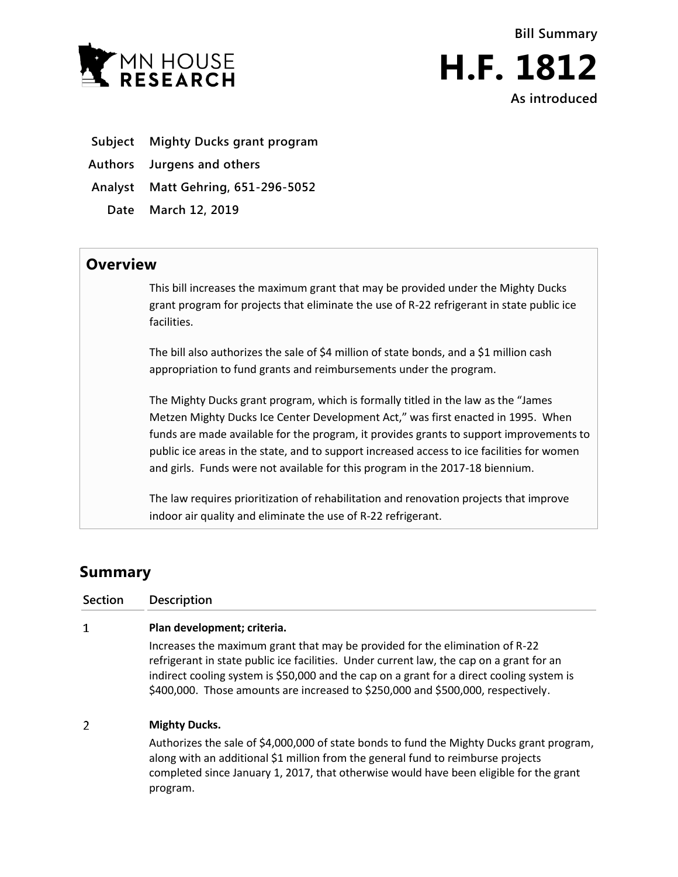MN HOUSE RESEARCH

Bill Summary

# H.F. 1812

As introduced

| | |
|---|---|
| **Subject** | **Mighty Ducks grant program** |
| **Authors** | **Jurgens and others** |
| **Analyst** | **Matt Gehring, 651-296-5052** |
| **Date** | **March 12, 2019** |

## Overview

This bill increases the maximum grant that may be provided under the Mighty Ducks grant program for projects that eliminate the use of R-22 refrigerant in state public ice facilities.

The bill also authorizes the sale of $4 million of state bonds, and a $1 million cash appropriation to fund grants and reimbursements under the program.

The Mighty Ducks grant program, which is formally titled in the law as the "James Metzen Mighty Ducks Ice Center Development Act," was first enacted in 1995. When funds are made available for the program, it provides grants to support improvements to public ice areas in the state, and to support increased access to ice facilities for women and girls. Funds were not available for this program in the 2017-18 biennium.

The law requires prioritization of rehabilitation and renovation projects that improve indoor air quality and eliminate the use of R-22 refrigerant.

## Summary

| Section | Description |
|---|---|
| 1 | **Plan development; criteria.** Increases the maximum grant that may be provided for the elimination of R-22 refrigerant in state public ice facilities. Under current law, the cap on a grant for an indirect cooling system is $50,000 and the cap on a grant for a direct cooling system is $400,000. Those amounts are increased to $250,000 and $500,000, respectively. |
| 2 | **Mighty Ducks.** Authorizes the sale of $4,000,000 of state bonds to fund the Mighty Ducks grant program, along with an additional $1 million from the general fund to reimburse projects completed since January 1, 2017, that otherwise would have been eligible for the grant program. |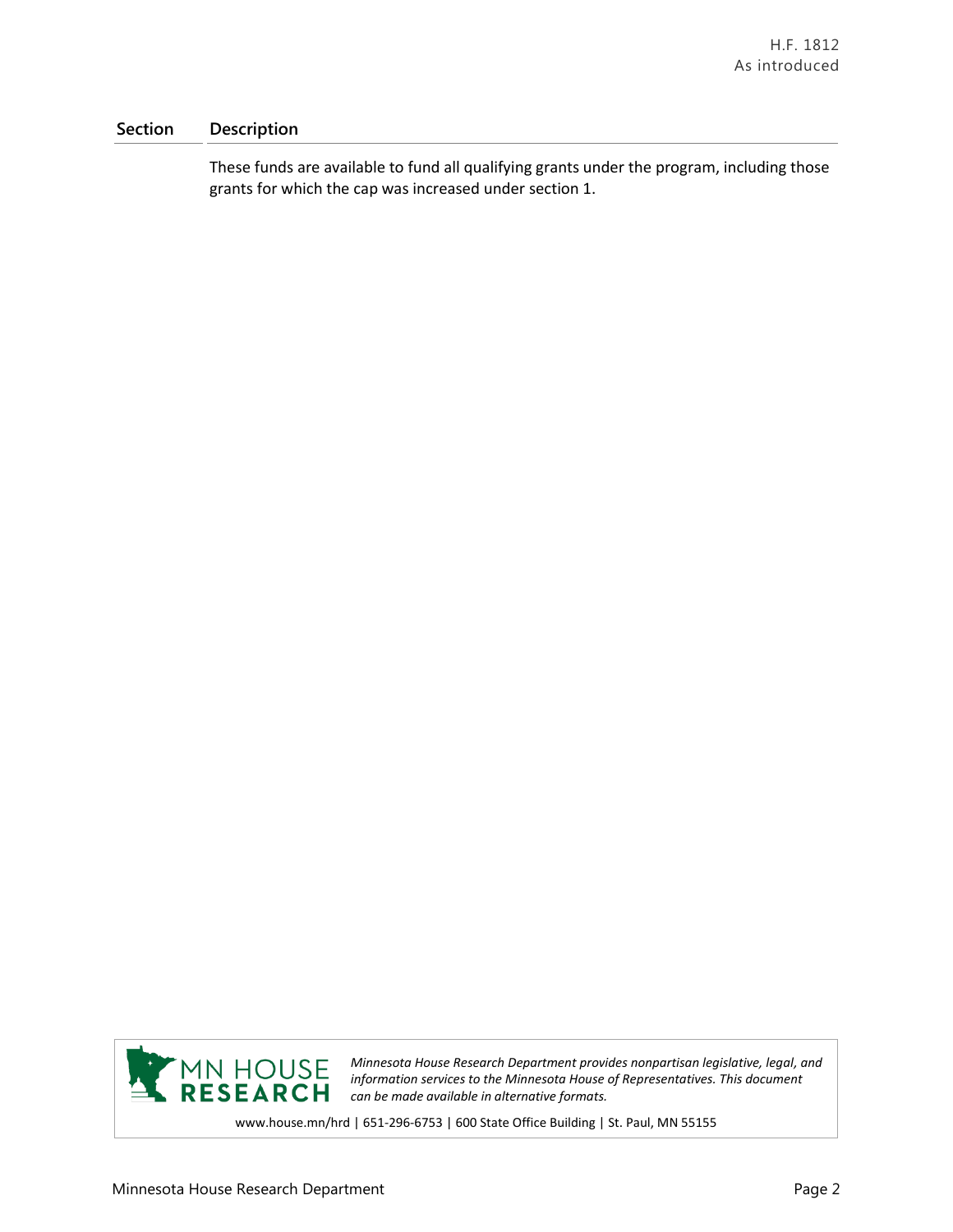| Section | Description |
| --- | --- |
| | These funds are available to fund all qualifying grants under the program, including those grants for which the cap was increased under section 1. |

MN HOUSE RESEARCH

*Minnesota House Research Department provides nonpartisan legislative, legal, and information services to the Minnesota House of Representatives. This document can be made available in alternative formats.*

www.house.mn/hrd | 651-296-6753 | 600 State Office Building | St. Paul, MN 55155